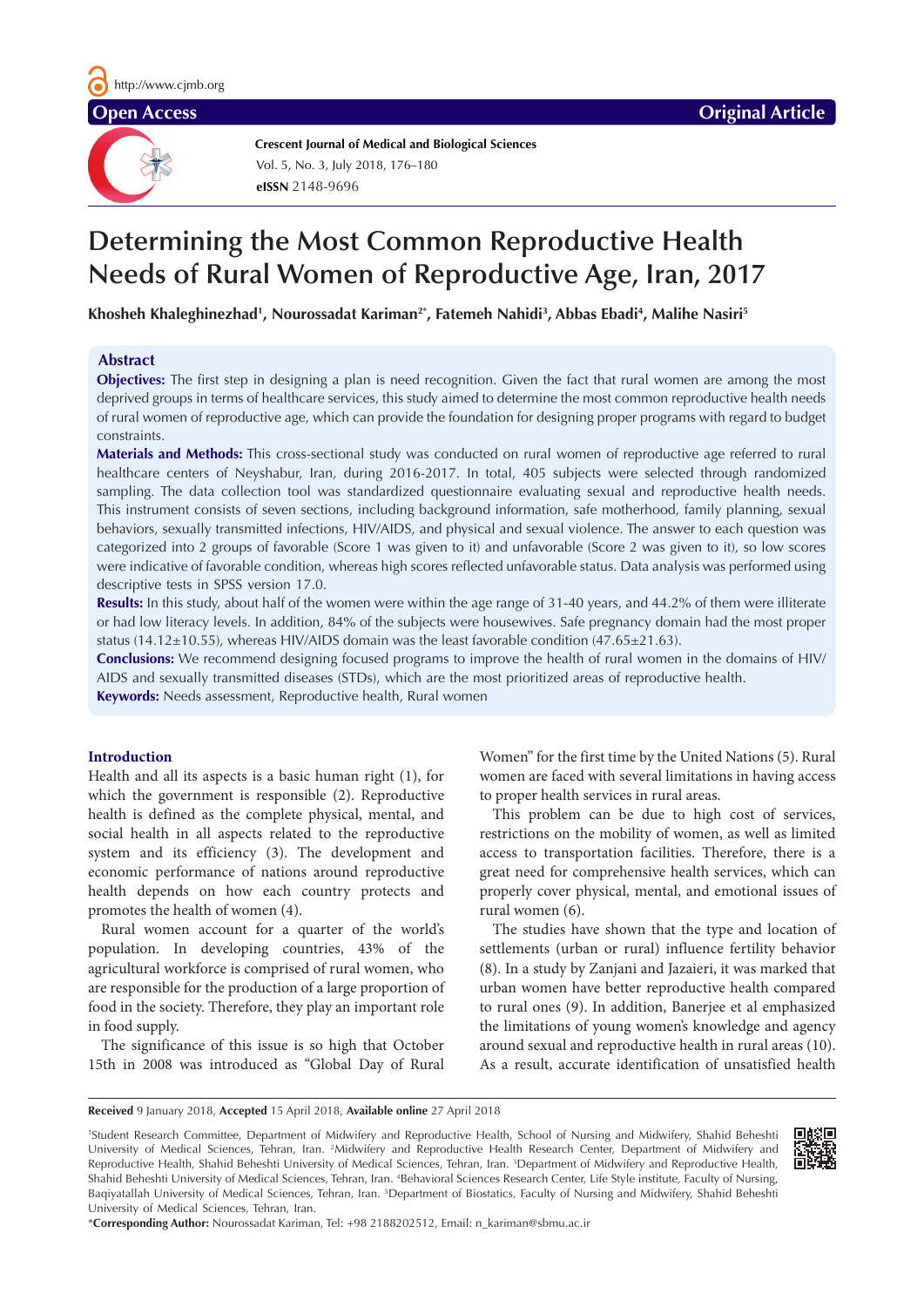Open Access

Original Article

**Crescent Journal of Medical and Biological Sciences**
Vol. 5, No. 3, July 2018, 176–180
**eISSN** 2148-9696

# Determining the Most Common Reproductive Health Needs of Rural Women of Reproductive Age, Iran, 2017

**Khosheh Khaleghinezhad[1], Nourossadat Kariman[2*], Fatemeh Nahidi[3], Abbas Ebadi[4], Malihe Nasiri[5]**

## Abstract

**Objectives:** The first step in designing a plan is need recognition. Given the fact that rural women are among the most deprived groups in terms of healthcare services, this study aimed to determine the most common reproductive health needs of rural women of reproductive age, which can provide the foundation for designing proper programs with regard to budget constraints.

**Materials and Methods:** This cross-sectional study was conducted on rural women of reproductive age referred to rural healthcare centers of Neyshabur, Iran, during 2016-2017. In total, 405 subjects were selected through randomized sampling. The data collection tool was standardized questionnaire evaluating sexual and reproductive health needs. This instrument consists of seven sections, including background information, safe motherhood, family planning, sexual behaviors, sexually transmitted infections, HIV/AIDS, and physical and sexual violence. The answer to each question was categorized into 2 groups of favorable (Score 1 was given to it) and unfavorable (Score 2 was given to it), so low scores were indicative of favorable condition, whereas high scores reflected unfavorable status. Data analysis was performed using descriptive tests in SPSS version 17.0.

**Results:** In this study, about half of the women were within the age range of 31-40 years, and 44.2% of them were illiterate or had low literacy levels. In addition, 84% of the subjects were housewives. Safe pregnancy domain had the most proper status (14.12±10.55), whereas HIV/AIDS domain was the least favorable condition (47.65±21.63).

**Conclusions:** We recommend designing focused programs to improve the health of rural women in the domains of HIV/AIDS and sexually transmitted diseases (STDs), which are the most prioritized areas of reproductive health.

**Keywords:** Needs assessment, Reproductive health, Rural women

## Introduction

Health and all its aspects is a basic human right (1), for which the government is responsible (2). Reproductive health is defined as the complete physical, mental, and social health in all aspects related to the reproductive system and its efficiency (3). The development and economic performance of nations around reproductive health depends on how each country protects and promotes the health of women (4).

Rural women account for a quarter of the world's population. In developing countries, 43% of the agricultural workforce is comprised of rural women, who are responsible for the production of a large proportion of food in the society. Therefore, they play an important role in food supply.

The significance of this issue is so high that October 15th in 2008 was introduced as "Global Day of Rural Women" for the first time by the United Nations (5). Rural women are faced with several limitations in having access to proper health services in rural areas.

This problem can be due to high cost of services, restrictions on the mobility of women, as well as limited access to transportation facilities. Therefore, there is a great need for comprehensive health services, which can properly cover physical, mental, and emotional issues of rural women (6).

The studies have shown that the type and location of settlements (urban or rural) influence fertility behavior (8). In a study by Zanjani and Jazaieri, it was marked that urban women have better reproductive health compared to rural ones (9). In addition, Banerjee et al emphasized the limitations of young women's knowledge and agency around sexual and reproductive health in rural areas (10). As a result, accurate identification of unsatisfied health

**Received** 9 January 2018, **Accepted** 15 April 2018, **Available online** 27 April 2018

[1]Student Research Committee, Department of Midwifery and Reproductive Health, School of Nursing and Midwifery, Shahid Beheshti University of Medical Sciences, Tehran, Iran. [2]Midwifery and Reproductive Health Research Center, Department of Midwifery and Reproductive Health, Shahid Beheshti University of Medical Sciences, Tehran, Iran. [3]Department of Midwifery and Reproductive Health, Shahid Beheshti University of Medical Sciences, Tehran, Iran. [4]Behavioral Sciences Research Center, Life Style institute, Faculty of Nursing, Baqiyatallah University of Medical Sciences, Tehran, Iran. [5]Department of Biostatics, Faculty of Nursing and Midwifery, Shahid Beheshti University of Medical Sciences, Tehran, Iran.

***Corresponding Author:** Nourossadat Kariman, Tel: +98 2188202512, Email: n_kariman@sbmu.ac.ir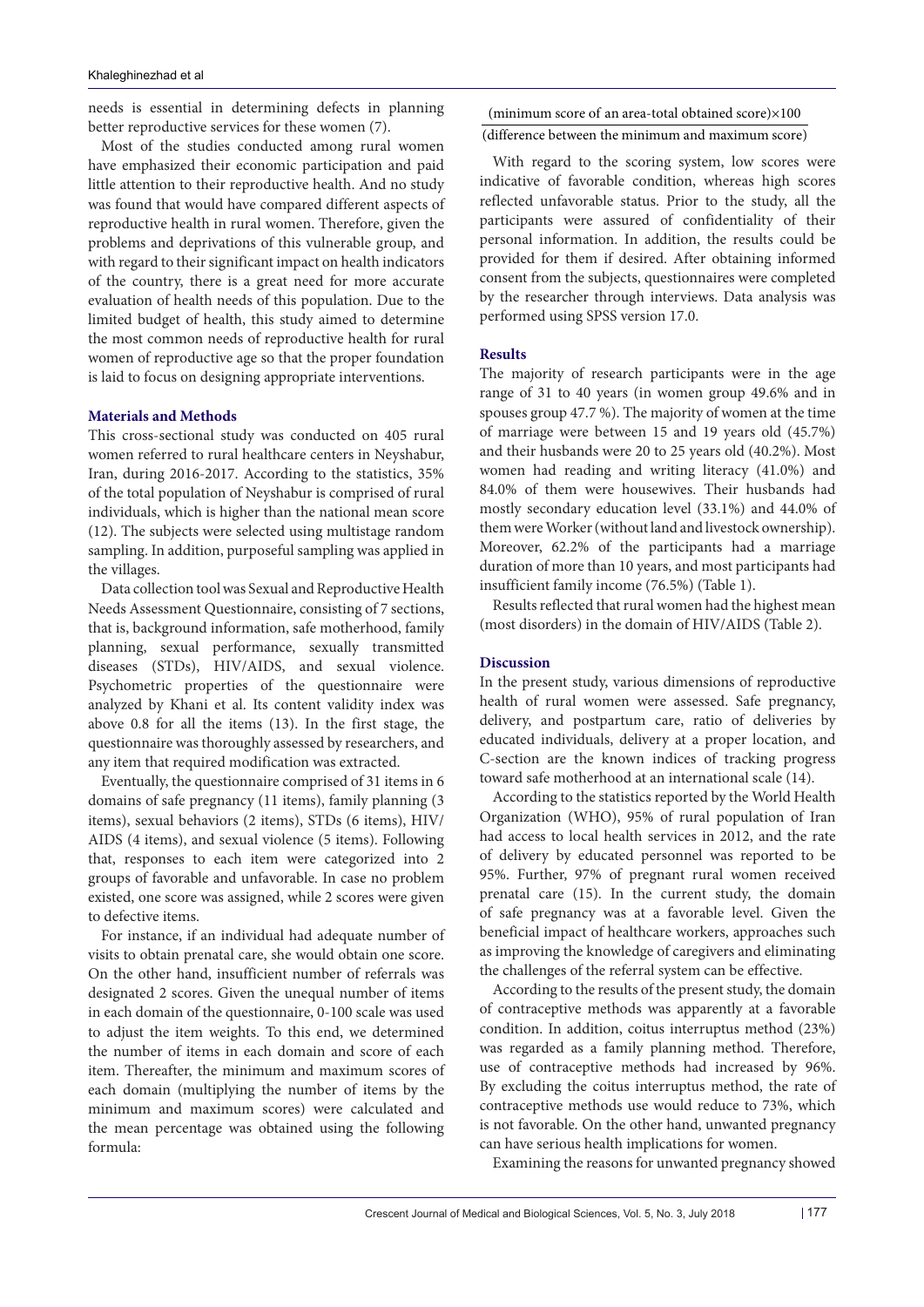needs is essential in determining defects in planning better reproductive services for these women (7).

Most of the studies conducted among rural women have emphasized their economic participation and paid little attention to their reproductive health. And no study was found that would have compared different aspects of reproductive health in rural women. Therefore, given the problems and deprivations of this vulnerable group, and with regard to their significant impact on health indicators of the country, there is a great need for more accurate evaluation of health needs of this population. Due to the limited budget of health, this study aimed to determine the most common needs of reproductive health for rural women of reproductive age so that the proper foundation is laid to focus on designing appropriate interventions.

## Materials and Methods

This cross-sectional study was conducted on 405 rural women referred to rural healthcare centers in Neyshabur, Iran, during 2016-2017. According to the statistics, 35% of the total population of Neyshabur is comprised of rural individuals, which is higher than the national mean score (12). The subjects were selected using multistage random sampling. In addition, purposeful sampling was applied in the villages.

Data collection tool was Sexual and Reproductive Health Needs Assessment Questionnaire, consisting of 7 sections, that is, background information, safe motherhood, family planning, sexual performance, sexually transmitted diseases (STDs), HIV/AIDS, and sexual violence. Psychometric properties of the questionnaire were analyzed by Khani et al. Its content validity index was above 0.8 for all the items (13). In the first stage, the questionnaire was thoroughly assessed by researchers, and any item that required modification was extracted.

Eventually, the questionnaire comprised of 31 items in 6 domains of safe pregnancy (11 items), family planning (3 items), sexual behaviors (2 items), STDs (6 items), HIV/AIDS (4 items), and sexual violence (5 items). Following that, responses to each item were categorized into 2 groups of favorable and unfavorable. In case no problem existed, one score was assigned, while 2 scores were given to defective items.

For instance, if an individual had adequate number of visits to obtain prenatal care, she would obtain one score. On the other hand, insufficient number of referrals was designated 2 scores. Given the unequal number of items in each domain of the questionnaire, 0-100 scale was used to adjust the item weights. To this end, we determined the number of items in each domain and score of each item. Thereafter, the minimum and maximum scores of each domain (multiplying the number of items by the minimum and maximum scores) were calculated and the mean percentage was obtained using the following formula:

$$\frac{(\text{minimum score of an area-total obtained score})\times 100}{(\text{difference between the minimum and maximum score})}$$

With regard to the scoring system, low scores were indicative of favorable condition, whereas high scores reflected unfavorable status. Prior to the study, all the participants were assured of confidentiality of their personal information. In addition, the results could be provided for them if desired. After obtaining informed consent from the subjects, questionnaires were completed by the researcher through interviews. Data analysis was performed using SPSS version 17.0.

## Results

The majority of research participants were in the age range of 31 to 40 years (in women group 49.6% and in spouses group 47.7 %). The majority of women at the time of marriage were between 15 and 19 years old (45.7%) and their husbands were 20 to 25 years old (40.2%). Most women had reading and writing literacy (41.0%) and 84.0% of them were housewives. Their husbands had mostly secondary education level (33.1%) and 44.0% of them were Worker (without land and livestock ownership). Moreover, 62.2% of the participants had a marriage duration of more than 10 years, and most participants had insufficient family income (76.5%) (Table 1).

Results reflected that rural women had the highest mean (most disorders) in the domain of HIV/AIDS (Table 2).

## Discussion

In the present study, various dimensions of reproductive health of rural women were assessed. Safe pregnancy, delivery, and postpartum care, ratio of deliveries by educated individuals, delivery at a proper location, and C-section are the known indices of tracking progress toward safe motherhood at an international scale (14).

According to the statistics reported by the World Health Organization (WHO), 95% of rural population of Iran had access to local health services in 2012, and the rate of delivery by educated personnel was reported to be 95%. Further, 97% of pregnant rural women received prenatal care (15). In the current study, the domain of safe pregnancy was at a favorable level. Given the beneficial impact of healthcare workers, approaches such as improving the knowledge of caregivers and eliminating the challenges of the referral system can be effective.

According to the results of the present study, the domain of contraceptive methods was apparently at a favorable condition. In addition, coitus interruptus method (23%) was regarded as a family planning method. Therefore, use of contraceptive methods had increased by 96%. By excluding the coitus interruptus method, the rate of contraceptive methods use would reduce to 73%, which is not favorable. On the other hand, unwanted pregnancy can have serious health implications for women.

Examining the reasons for unwanted pregnancy showed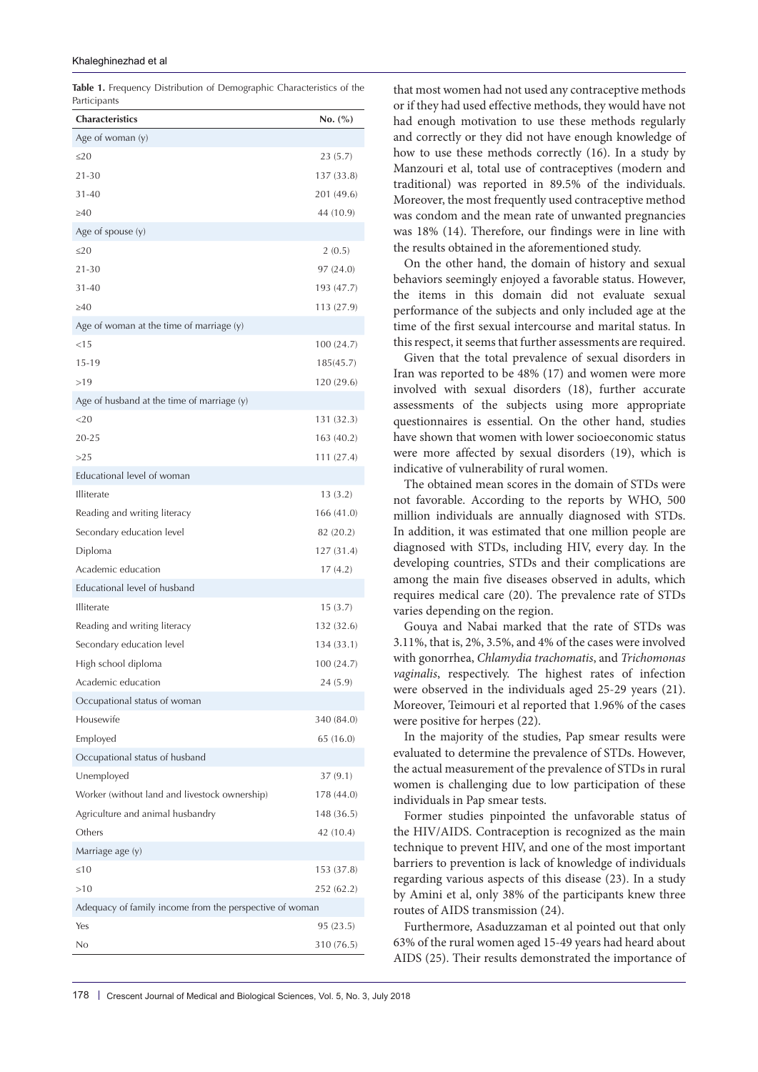**Table 1.** Frequency Distribution of Demographic Characteristics of the Participants

| Characteristics | No. (%) |
|---|---|
| Age of woman (y) | |
| ≤20 | 23 (5.7) |
| 21-30 | 137 (33.8) |
| 31-40 | 201 (49.6) |
| ≥40 | 44 (10.9) |
| Age of spouse (y) | |
| ≤20 | 2 (0.5) |
| 21-30 | 97 (24.0) |
| 31-40 | 193 (47.7) |
| ≥40 | 113 (27.9) |
| Age of woman at the time of marriage (y) | |
| <15 | 100 (24.7) |
| 15-19 | 185(45.7) |
| >19 | 120 (29.6) |
| Age of husband at the time of marriage (y) | |
| <20 | 131 (32.3) |
| 20-25 | 163 (40.2) |
| >25 | 111 (27.4) |
| Educational level of woman | |
| Illiterate | 13 (3.2) |
| Reading and writing literacy | 166 (41.0) |
| Secondary education level | 82 (20.2) |
| Diploma | 127 (31.4) |
| Academic education | 17 (4.2) |
| Educational level of husband | |
| Illiterate | 15 (3.7) |
| Reading and writing literacy | 132 (32.6) |
| Secondary education level | 134 (33.1) |
| High school diploma | 100 (24.7) |
| Academic education | 24 (5.9) |
| Occupational status of woman | |
| Housewife | 340 (84.0) |
| Employed | 65 (16.0) |
| Occupational status of husband | |
| Unemployed | 37 (9.1) |
| Worker (without land and livestock ownership) | 178 (44.0) |
| Agriculture and animal husbandry | 148 (36.5) |
| Others | 42 (10.4) |
| Marriage age (y) | |
| ≤10 | 153 (37.8) |
| >10 | 252 (62.2) |
| Adequacy of family income from the perspective of woman | |
| Yes | 95 (23.5) |
| No | 310 (76.5) |

that most women had not used any contraceptive methods or if they had used effective methods, they would have not had enough motivation to use these methods regularly and correctly or they did not have enough knowledge of how to use these methods correctly (16). In a study by Manzouri et al, total use of contraceptives (modern and traditional) was reported in 89.5% of the individuals. Moreover, the most frequently used contraceptive method was condom and the mean rate of unwanted pregnancies was 18% (14). Therefore, our findings were in line with the results obtained in the aforementioned study.

On the other hand, the domain of history and sexual behaviors seemingly enjoyed a favorable status. However, the items in this domain did not evaluate sexual performance of the subjects and only included age at the time of the first sexual intercourse and marital status. In this respect, it seems that further assessments are required.

Given that the total prevalence of sexual disorders in Iran was reported to be 48% (17) and women were more involved with sexual disorders (18), further accurate assessments of the subjects using more appropriate questionnaires is essential. On the other hand, studies have shown that women with lower socioeconomic status were more affected by sexual disorders (19), which is indicative of vulnerability of rural women.

The obtained mean scores in the domain of STDs were not favorable. According to the reports by WHO, 500 million individuals are annually diagnosed with STDs. In addition, it was estimated that one million people are diagnosed with STDs, including HIV, every day. In the developing countries, STDs and their complications are among the main five diseases observed in adults, which requires medical care (20). The prevalence rate of STDs varies depending on the region.

Gouya and Nabai marked that the rate of STDs was 3.11%, that is, 2%, 3.5%, and 4% of the cases were involved with gonorrhea, *Chlamydia trachomatis*, and *Trichomonas vaginalis*, respectively. The highest rates of infection were observed in the individuals aged 25-29 years (21). Moreover, Teimouri et al reported that 1.96% of the cases were positive for herpes (22).

In the majority of the studies, Pap smear results were evaluated to determine the prevalence of STDs. However, the actual measurement of the prevalence of STDs in rural women is challenging due to low participation of these individuals in Pap smear tests.

Former studies pinpointed the unfavorable status of the HIV/AIDS. Contraception is recognized as the main technique to prevent HIV, and one of the most important barriers to prevention is lack of knowledge of individuals regarding various aspects of this disease (23). In a study by Amini et al, only 38% of the participants knew three routes of AIDS transmission (24).

Furthermore, Asaduzzaman et al pointed out that only 63% of the rural women aged 15-49 years had heard about AIDS (25). Their results demonstrated the importance of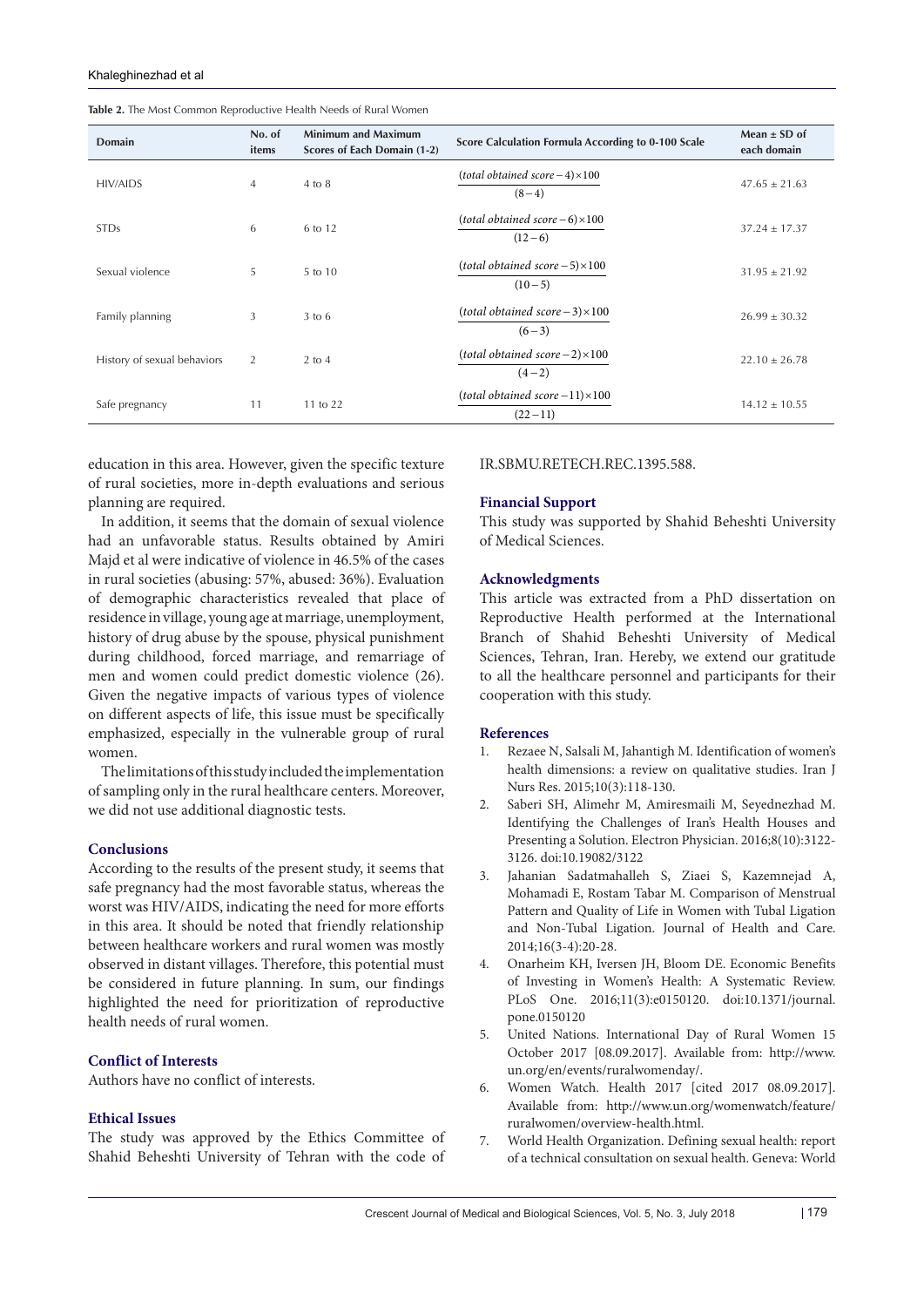**Table 2.** The Most Common Reproductive Health Needs of Rural Women

| Domain | No. of items | Minimum and Maximum Scores of Each Domain (1-2) | Score Calculation Formula According to 0-100 Scale | Mean ± SD of each domain |
|---|---|---|---|---|
| HIV/AIDS | 4 | 4 to 8 | $\frac{(total\ obtained\ score-4)\times 100}{(8-4)}$ | 47.65 ± 21.63 |
| STDs | 6 | 6 to 12 | $\frac{(total\ obtained\ score-6)\times 100}{(12-6)}$ | 37.24 ± 17.37 |
| Sexual violence | 5 | 5 to 10 | $\frac{(total\ obtained\ score-5)\times 100}{(10-5)}$ | 31.95 ± 21.92 |
| Family planning | 3 | 3 to 6 | $\frac{(total\ obtained\ score-3)\times 100}{(6-3)}$ | 26.99 ± 30.32 |
| History of sexual behaviors | 2 | 2 to 4 | $\frac{(total\ obtained\ score-2)\times 100}{(4-2)}$ | 22.10 ± 26.78 |
| Safe pregnancy | 11 | 11 to 22 | $\frac{(total\ obtained\ score-11)\times 100}{(22-11)}$ | 14.12 ± 10.55 |

education in this area. However, given the specific texture of rural societies, more in-depth evaluations and serious planning are required.

In addition, it seems that the domain of sexual violence had an unfavorable status. Results obtained by Amiri Majd et al were indicative of violence in 46.5% of the cases in rural societies (abusing: 57%, abused: 36%). Evaluation of demographic characteristics revealed that place of residence in village, young age at marriage, unemployment, history of drug abuse by the spouse, physical punishment during childhood, forced marriage, and remarriage of men and women could predict domestic violence (26). Given the negative impacts of various types of violence on different aspects of life, this issue must be specifically emphasized, especially in the vulnerable group of rural women.

The limitations of this study included the implementation of sampling only in the rural healthcare centers. Moreover, we did not use additional diagnostic tests.

## Conclusions

According to the results of the present study, it seems that safe pregnancy had the most favorable status, whereas the worst was HIV/AIDS, indicating the need for more efforts in this area. It should be noted that friendly relationship between healthcare workers and rural women was mostly observed in distant villages. Therefore, this potential must be considered in future planning. In sum, our findings highlighted the need for prioritization of reproductive health needs of rural women.

## Conflict of Interests

Authors have no conflict of interests.

## Ethical Issues

The study was approved by the Ethics Committee of Shahid Beheshti University of Tehran with the code of IR.SBMU.RETECH.REC.1395.588.

## Financial Support

This study was supported by Shahid Beheshti University of Medical Sciences.

## Acknowledgments

This article was extracted from a PhD dissertation on Reproductive Health performed at the International Branch of Shahid Beheshti University of Medical Sciences, Tehran, Iran. Hereby, we extend our gratitude to all the healthcare personnel and participants for their cooperation with this study.

## References

1. Rezaee N, Salsali M, Jahantigh M. Identification of women's health dimensions: a review on qualitative studies. Iran J Nurs Res. 2015;10(3):118-130.
2. Saberi SH, Alimehr M, Amiresmaili M, Seyednezhad M. Identifying the Challenges of Iran's Health Houses and Presenting a Solution. Electron Physician. 2016;8(10):3122-3126. doi:10.19082/3122
3. Jahanian Sadatmahalleh S, Ziaei S, Kazemnejad A, Mohamadi E, Rostam Tabar M. Comparison of Menstrual Pattern and Quality of Life in Women with Tubal Ligation and Non-Tubal Ligation. Journal of Health and Care. 2014;16(3-4):20-28.
4. Onarheim KH, Iversen JH, Bloom DE. Economic Benefits of Investing in Women's Health: A Systematic Review. PLoS One. 2016;11(3):e0150120. doi:10.1371/journal.pone.0150120
5. United Nations. International Day of Rural Women 15 October 2017 [08.09.2017]. Available from: http://www.un.org/en/events/ruralwomenday/.
6. Women Watch. Health 2017 [cited 2017 08.09.2017]. Available from: http://www.un.org/womenwatch/feature/ruralwomen/overview-health.html.
7. World Health Organization. Defining sexual health: report of a technical consultation on sexual health. Geneva: World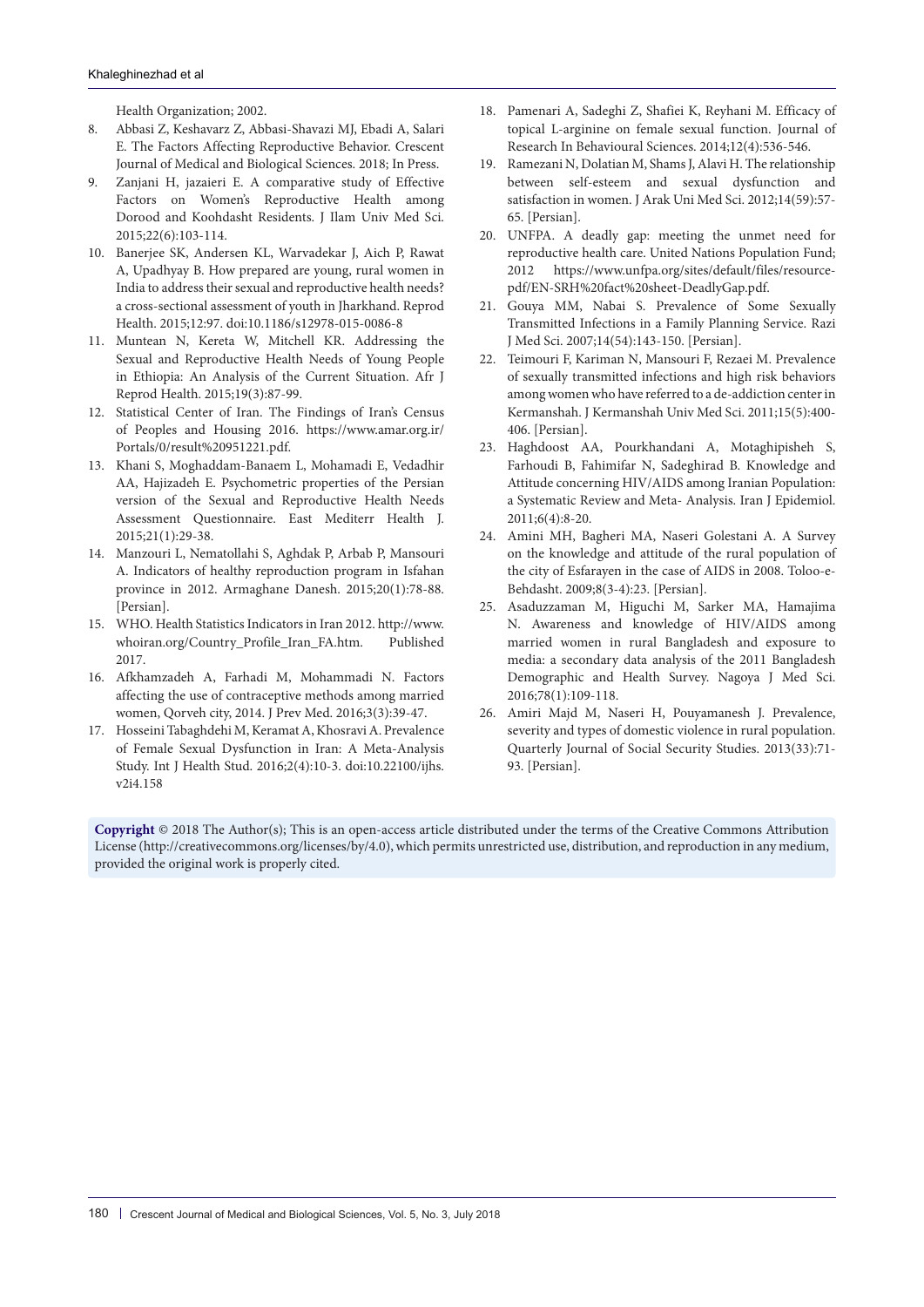Health Organization; 2002.

8. Abbasi Z, Keshavarz Z, Abbasi-Shavazi MJ, Ebadi A, Salari E. The Factors Affecting Reproductive Behavior. Crescent Journal of Medical and Biological Sciences. 2018; In Press.
9. Zanjani H, jazaieri E. A comparative study of Effective Factors on Women's Reproductive Health among Dorood and Koohdasht Residents. J Ilam Univ Med Sci. 2015;22(6):103-114.
10. Banerjee SK, Andersen KL, Warvadekar J, Aich P, Rawat A, Upadhyay B. How prepared are young, rural women in India to address their sexual and reproductive health needs? a cross-sectional assessment of youth in Jharkhand. Reprod Health. 2015;12:97. doi:10.1186/s12978-015-0086-8
11. Muntean N, Kereta W, Mitchell KR. Addressing the Sexual and Reproductive Health Needs of Young People in Ethiopia: An Analysis of the Current Situation. Afr J Reprod Health. 2015;19(3):87-99.
12. Statistical Center of Iran. The Findings of Iran's Census of Peoples and Housing 2016. https://www.amar.org.ir/Portals/0/result%20951221.pdf.
13. Khani S, Moghaddam-Banaem L, Mohamadi E, Vedadhir AA, Hajizadeh E. Psychometric properties of the Persian version of the Sexual and Reproductive Health Needs Assessment Questionnaire. East Mediterr Health J. 2015;21(1):29-38.
14. Manzouri L, Nematollahi S, Aghdak P, Arbab P, Mansouri A. Indicators of healthy reproduction program in Isfahan province in 2012. Armaghane Danesh. 2015;20(1):78-88. [Persian].
15. WHO. Health Statistics Indicators in Iran 2012. http://www.whoiran.org/Country_Profile_Iran_FA.htm. Published 2017.
16. Afkhamzadeh A, Farhadi M, Mohammadi N. Factors affecting the use of contraceptive methods among married women, Qorveh city, 2014. J Prev Med. 2016;3(3):39-47.
17. Hosseini Tabaghdehi M, Keramat A, Khosravi A. Prevalence of Female Sexual Dysfunction in Iran: A Meta-Analysis Study. Int J Health Stud. 2016;2(4):10-3. doi:10.22100/ijhs.v2i4.158
18. Pamenari A, Sadeghi Z, Shafiei K, Reyhani M. Efficacy of topical L-arginine on female sexual function. Journal of Research In Behavioural Sciences. 2014;12(4):536-546.
19. Ramezani N, Dolatian M, Shams J, Alavi H. The relationship between self-esteem and sexual dysfunction and satisfaction in women. J Arak Uni Med Sci. 2012;14(59):57-65. [Persian].
20. UNFPA. A deadly gap: meeting the unmet need for reproductive health care. United Nations Population Fund; 2012 https://www.unfpa.org/sites/default/files/resource-pdf/EN-SRH%20fact%20sheet-DeadlyGap.pdf.
21. Gouya MM, Nabai S. Prevalence of Some Sexually Transmitted Infections in a Family Planning Service. Razi J Med Sci. 2007;14(54):143-150. [Persian].
22. Teimouri F, Kariman N, Mansouri F, Rezaei M. Prevalence of sexually transmitted infections and high risk behaviors among women who have referred to a de-addiction center in Kermanshah. J Kermanshah Univ Med Sci. 2011;15(5):400-406. [Persian].
23. Haghdoost AA, Pourkhandani A, Motaghipisheh S, Farhoudi B, Fahimifar N, Sadeghirad B. Knowledge and Attitude concerning HIV/AIDS among Iranian Population: a Systematic Review and Meta- Analysis. Iran J Epidemiol. 2011;6(4):8-20.
24. Amini MH, Bagheri MA, Naseri Golestani A. A Survey on the knowledge and attitude of the rural population of the city of Esfarayen in the case of AIDS in 2008. Toloo-e-Behdasht. 2009;8(3-4):23. [Persian].
25. Asaduzzaman M, Higuchi M, Sarker MA, Hamajima N. Awareness and knowledge of HIV/AIDS among married women in rural Bangladesh and exposure to media: a secondary data analysis of the 2011 Bangladesh Demographic and Health Survey. Nagoya J Med Sci. 2016;78(1):109-118.
26. Amiri Majd M, Naseri H, Pouyamanesh J. Prevalence, severity and types of domestic violence in rural population. Quarterly Journal of Social Security Studies. 2013(33):71-93. [Persian].

**Copyright** © 2018 The Author(s); This is an open-access article distributed under the terms of the Creative Commons Attribution License (http://creativecommons.org/licenses/by/4.0), which permits unrestricted use, distribution, and reproduction in any medium, provided the original work is properly cited.